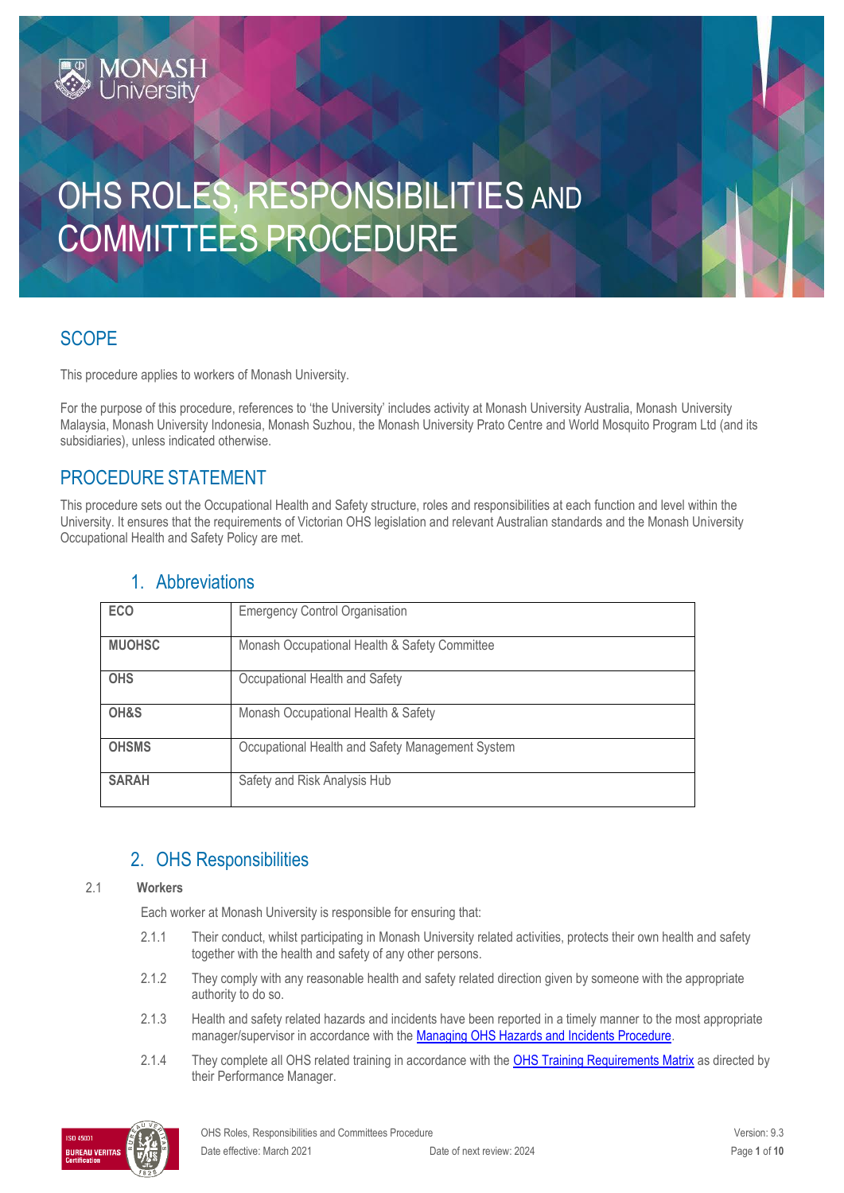# OHS ROLES, RESPONSIBILITIES AND COMMITTEES PROCEDURE

## SCOPE

This procedure applies to workers of Monash University.

For the purpose of this procedure, references to 'the University' includes activity at Monash University Australia, Monash University Malaysia, Monash University Indonesia, Monash Suzhou, the Monash University Prato Centre and World Mosquito Program Ltd (and its subsidiaries), unless indicated otherwise.

## PROCEDURE STATEMENT

This procedure sets out the Occupational Health and Safety structure, roles and responsibilities at each function and level within the University. It ensures that the requirements of Victorian OHS legislation and relevant Australian standards and the Monash University Occupational Health and Safety Policy are met.

### 1. Abbreviations

| | |
|---|---|
| **ECO** | Emergency Control Organisation |
| **MUOHSC** | Monash Occupational Health & Safety Committee |
| **OHS** | Occupational Health and Safety |
| **OH&S** | Monash Occupational Health & Safety |
| **OHSMS** | Occupational Health and Safety Management System |
| **SARAH** | Safety and Risk Analysis Hub |

### 2. OHS Responsibilities

2.1 **Workers**

Each worker at Monash University is responsible for ensuring that:

2.1.1 Their conduct, whilst participating in Monash University related activities, protects their own health and safety together with the health and safety of any other persons.

2.1.2 They comply with any reasonable health and safety related direction given by someone with the appropriate authority to do so.

2.1.3 Health and safety related hazards and incidents have been reported in a timely manner to the most appropriate manager/supervisor in accordance with the Managing OHS Hazards and Incidents Procedure.

2.1.4 They complete all OHS related training in accordance with the OHS Training Requirements Matrix as directed by their Performance Manager.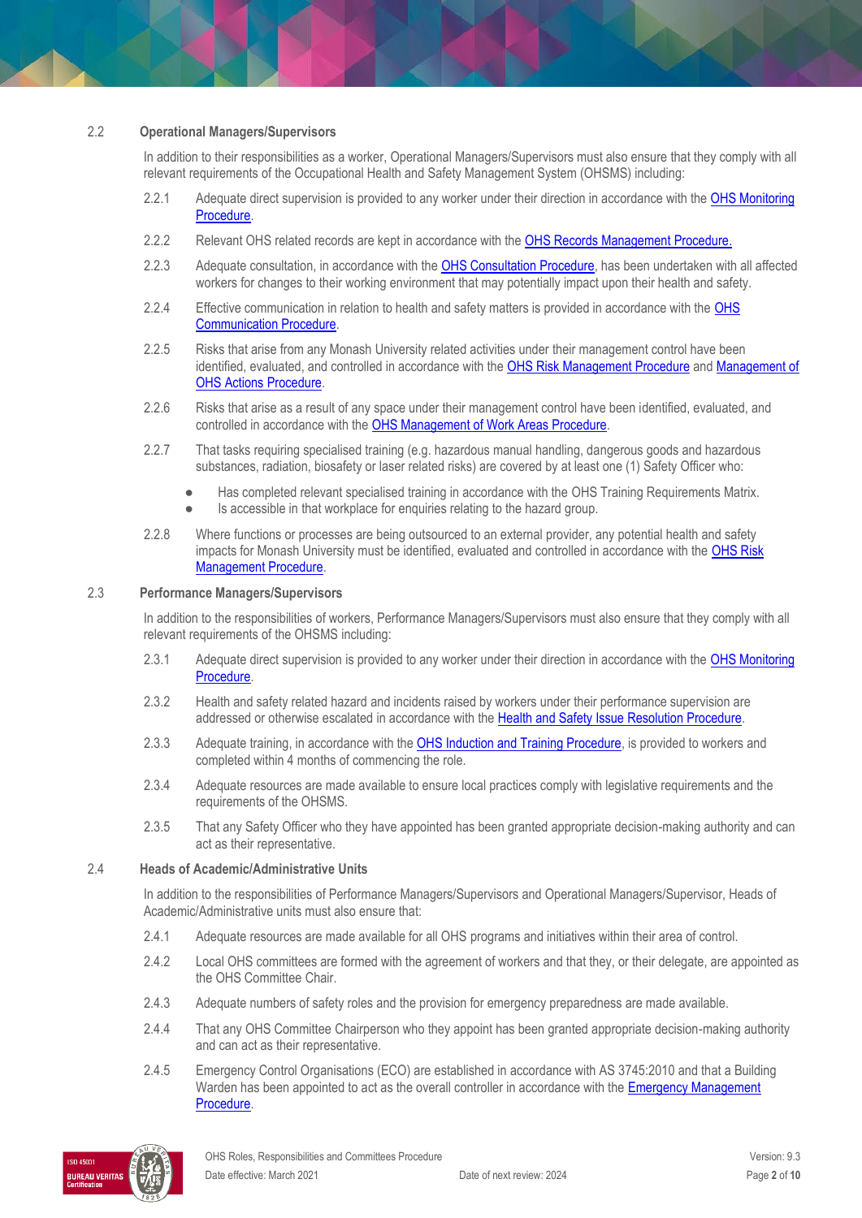## 2.2 Operational Managers/Supervisors

In addition to their responsibilities as a worker, Operational Managers/Supervisors must also ensure that they comply with all relevant requirements of the Occupational Health and Safety Management System (OHSMS) including:

2.2.1 Adequate direct supervision is provided to any worker under their direction in accordance with the OHS Monitoring Procedure.

2.2.2 Relevant OHS related records are kept in accordance with the OHS Records Management Procedure.

2.2.3 Adequate consultation, in accordance with the OHS Consultation Procedure, has been undertaken with all affected workers for changes to their working environment that may potentially impact upon their health and safety.

2.2.4 Effective communication in relation to health and safety matters is provided in accordance with the OHS Communication Procedure.

2.2.5 Risks that arise from any Monash University related activities under their management control have been identified, evaluated, and controlled in accordance with the OHS Risk Management Procedure and Management of OHS Actions Procedure.

2.2.6 Risks that arise as a result of any space under their management control have been identified, evaluated, and controlled in accordance with the OHS Management of Work Areas Procedure.

2.2.7 That tasks requiring specialised training (e.g. hazardous manual handling, dangerous goods and hazardous substances, radiation, biosafety or laser related risks) are covered by at least one (1) Safety Officer who:

- Has completed relevant specialised training in accordance with the OHS Training Requirements Matrix.
- Is accessible in that workplace for enquiries relating to the hazard group.

2.2.8 Where functions or processes are being outsourced to an external provider, any potential health and safety impacts for Monash University must be identified, evaluated and controlled in accordance with the OHS Risk Management Procedure.

## 2.3 Performance Managers/Supervisors

In addition to the responsibilities of workers, Performance Managers/Supervisors must also ensure that they comply with all relevant requirements of the OHSMS including:

2.3.1 Adequate direct supervision is provided to any worker under their direction in accordance with the OHS Monitoring Procedure.

2.3.2 Health and safety related hazard and incidents raised by workers under their performance supervision are addressed or otherwise escalated in accordance with the Health and Safety Issue Resolution Procedure.

2.3.3 Adequate training, in accordance with the OHS Induction and Training Procedure, is provided to workers and completed within 4 months of commencing the role.

2.3.4 Adequate resources are made available to ensure local practices comply with legislative requirements and the requirements of the OHSMS.

2.3.5 That any Safety Officer who they have appointed has been granted appropriate decision-making authority and can act as their representative.

## 2.4 Heads of Academic/Administrative Units

In addition to the responsibilities of Performance Managers/Supervisors and Operational Managers/Supervisor, Heads of Academic/Administrative units must also ensure that:

2.4.1 Adequate resources are made available for all OHS programs and initiatives within their area of control.

2.4.2 Local OHS committees are formed with the agreement of workers and that they, or their delegate, are appointed as the OHS Committee Chair.

2.4.3 Adequate numbers of safety roles and the provision for emergency preparedness are made available.

2.4.4 That any OHS Committee Chairperson who they appoint has been granted appropriate decision-making authority and can act as their representative.

2.4.5 Emergency Control Organisations (ECO) are established in accordance with AS 3745:2010 and that a Building Warden has been appointed to act as the overall controller in accordance with the Emergency Management Procedure.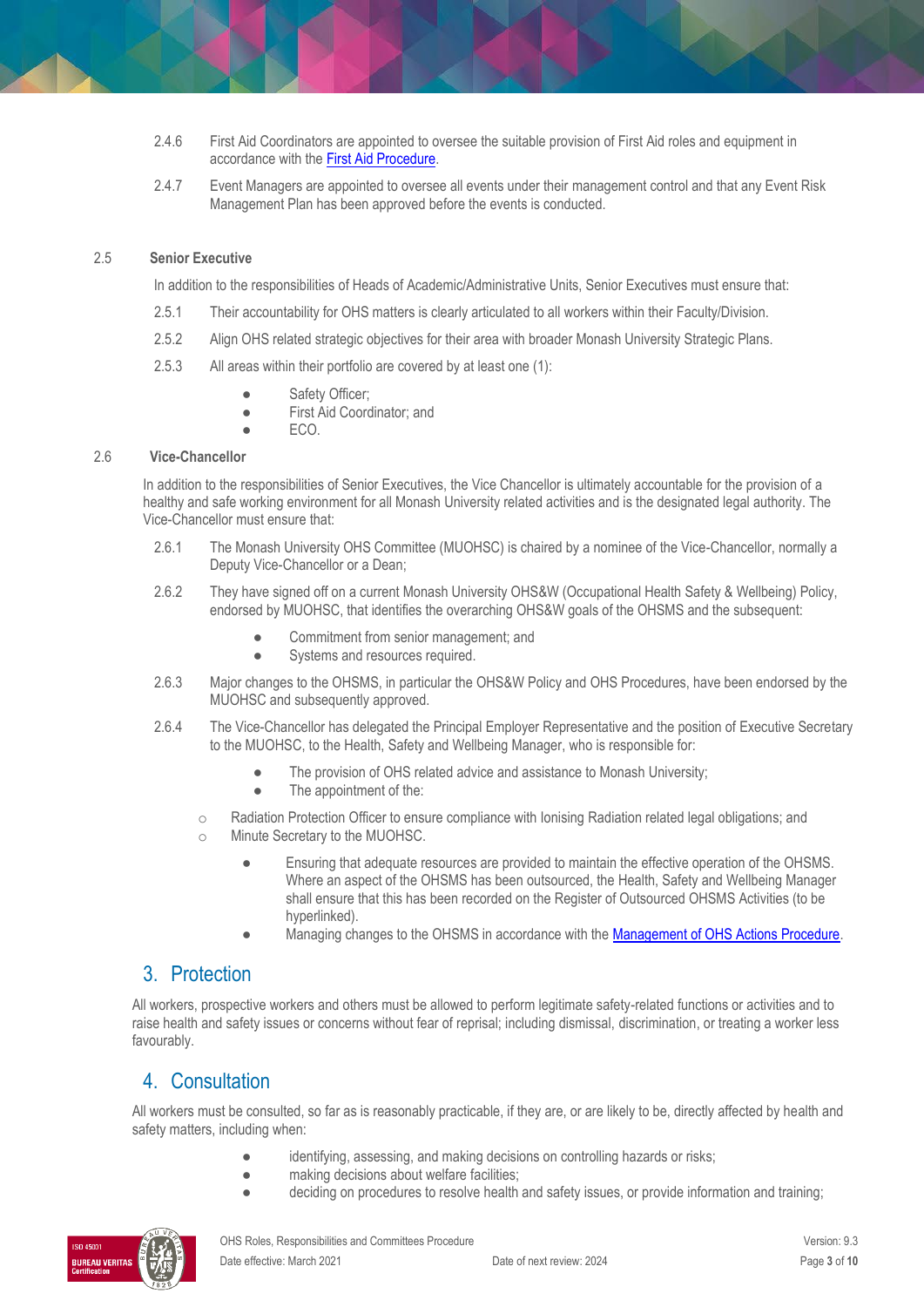2.4.6 First Aid Coordinators are appointed to oversee the suitable provision of First Aid roles and equipment in accordance with the [First Aid Procedure](#).

2.4.7 Event Managers are appointed to oversee all events under their management control and that any Event Risk Management Plan has been approved before the events is conducted.

### 2.5 Senior Executive

In addition to the responsibilities of Heads of Academic/Administrative Units, Senior Executives must ensure that:

2.5.1 Their accountability for OHS matters is clearly articulated to all workers within their Faculty/Division.

2.5.2 Align OHS related strategic objectives for their area with broader Monash University Strategic Plans.

2.5.3 All areas within their portfolio are covered by at least one (1):

- Safety Officer;
- First Aid Coordinator; and
- ECO.

### 2.6 Vice-Chancellor

In addition to the responsibilities of Senior Executives, the Vice Chancellor is ultimately accountable for the provision of a healthy and safe working environment for all Monash University related activities and is the designated legal authority. The Vice-Chancellor must ensure that:

2.6.1 The Monash University OHS Committee (MUOHSC) is chaired by a nominee of the Vice-Chancellor, normally a Deputy Vice-Chancellor or a Dean;

2.6.2 They have signed off on a current Monash University OHS&W (Occupational Health Safety & Wellbeing) Policy, endorsed by MUOHSC, that identifies the overarching OHS&W goals of the OHSMS and the subsequent:

- Commitment from senior management; and
- Systems and resources required.

2.6.3 Major changes to the OHSMS, in particular the OHS&W Policy and OHS Procedures, have been endorsed by the MUOHSC and subsequently approved.

2.6.4 The Vice-Chancellor has delegated the Principal Employer Representative and the position of Executive Secretary to the MUOHSC, to the Health, Safety and Wellbeing Manager, who is responsible for:

- The provision of OHS related advice and assistance to Monash University;
- The appointment of the:
  - Radiation Protection Officer to ensure compliance with Ionising Radiation related legal obligations; and
  - Minute Secretary to the MUOHSC.
- Ensuring that adequate resources are provided to maintain the effective operation of the OHSMS. Where an aspect of the OHSMS has been outsourced, the Health, Safety and Wellbeing Manager shall ensure that this has been recorded on the Register of Outsourced OHSMS Activities (to be hyperlinked).
- Managing changes to the OHSMS in accordance with the [Management of OHS Actions Procedure](#).

## 3. Protection

All workers, prospective workers and others must be allowed to perform legitimate safety-related functions or activities and to raise health and safety issues or concerns without fear of reprisal; including dismissal, discrimination, or treating a worker less favourably.

## 4. Consultation

All workers must be consulted, so far as is reasonably practicable, if they are, or are likely to be, directly affected by health and safety matters, including when:

- identifying, assessing, and making decisions on controlling hazards or risks;
- making decisions about welfare facilities;
- deciding on procedures to resolve health and safety issues, or provide information and training;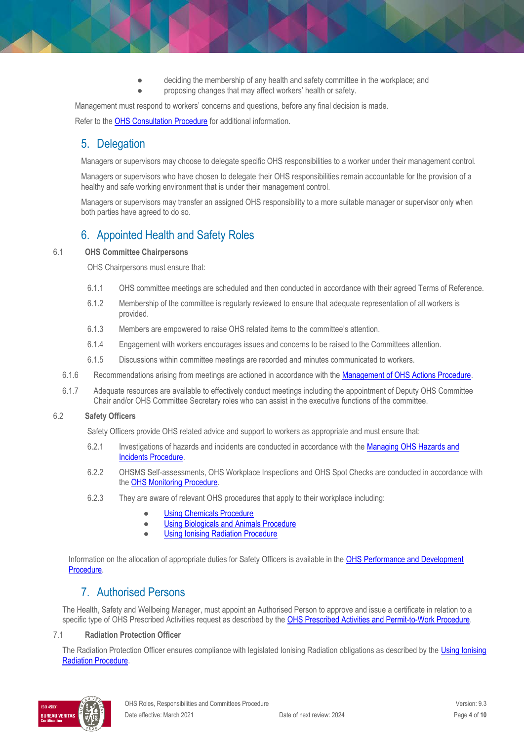- deciding the membership of any health and safety committee in the workplace; and
- proposing changes that may affect workers' health or safety.

Management must respond to workers' concerns and questions, before any final decision is made.

Refer to the OHS Consultation Procedure for additional information.

## 5. Delegation

Managers or supervisors may choose to delegate specific OHS responsibilities to a worker under their management control.

Managers or supervisors who have chosen to delegate their OHS responsibilities remain accountable for the provision of a healthy and safe working environment that is under their management control.

Managers or supervisors may transfer an assigned OHS responsibility to a more suitable manager or supervisor only when both parties have agreed to do so.

## 6. Appointed Health and Safety Roles

### 6.1 OHS Committee Chairpersons

OHS Chairpersons must ensure that:

6.1.1 OHS committee meetings are scheduled and then conducted in accordance with their agreed Terms of Reference.

6.1.2 Membership of the committee is regularly reviewed to ensure that adequate representation of all workers is provided.

6.1.3 Members are empowered to raise OHS related items to the committee's attention.

6.1.4 Engagement with workers encourages issues and concerns to be raised to the Committees attention.

6.1.5 Discussions within committee meetings are recorded and minutes communicated to workers.

6.1.6 Recommendations arising from meetings are actioned in accordance with the Management of OHS Actions Procedure.

6.1.7 Adequate resources are available to effectively conduct meetings including the appointment of Deputy OHS Committee Chair and/or OHS Committee Secretary roles who can assist in the executive functions of the committee.

### 6.2 Safety Officers

Safety Officers provide OHS related advice and support to workers as appropriate and must ensure that:

6.2.1 Investigations of hazards and incidents are conducted in accordance with the Managing OHS Hazards and Incidents Procedure.

6.2.2 OHSMS Self-assessments, OHS Workplace Inspections and OHS Spot Checks are conducted in accordance with the OHS Monitoring Procedure.

6.2.3 They are aware of relevant OHS procedures that apply to their workplace including:

- Using Chemicals Procedure
- Using Biologicals and Animals Procedure
- Using Ionising Radiation Procedure

Information on the allocation of appropriate duties for Safety Officers is available in the OHS Performance and Development Procedure.

## 7. Authorised Persons

The Health, Safety and Wellbeing Manager, must appoint an Authorised Person to approve and issue a certificate in relation to a specific type of OHS Prescribed Activities request as described by the OHS Prescribed Activities and Permit-to-Work Procedure.

### 7.1 Radiation Protection Officer

The Radiation Protection Officer ensures compliance with legislated Ionising Radiation obligations as described by the Using Ionising Radiation Procedure.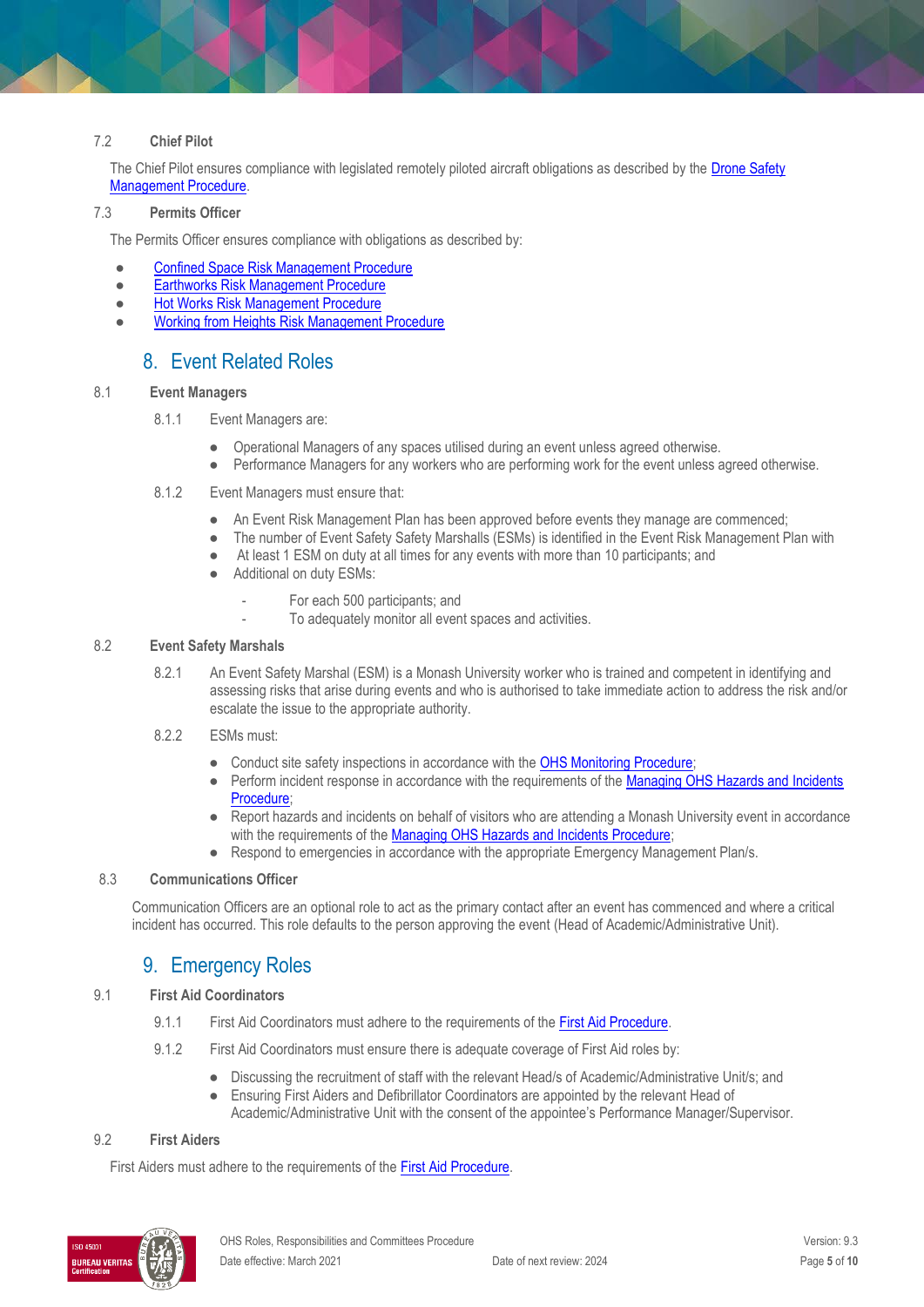### 7.2 Chief Pilot

The Chief Pilot ensures compliance with legislated remotely piloted aircraft obligations as described by the Drone Safety Management Procedure.

### 7.3 Permits Officer

The Permits Officer ensures compliance with obligations as described by:

- Confined Space Risk Management Procedure
- Earthworks Risk Management Procedure
- Hot Works Risk Management Procedure
- Working from Heights Risk Management Procedure

## 8. Event Related Roles

### 8.1 Event Managers

8.1.1 Event Managers are:

- Operational Managers of any spaces utilised during an event unless agreed otherwise.
- Performance Managers for any workers who are performing work for the event unless agreed otherwise.

8.1.2 Event Managers must ensure that:

- An Event Risk Management Plan has been approved before events they manage are commenced;
- The number of Event Safety Safety Marshalls (ESMs) is identified in the Event Risk Management Plan with
- At least 1 ESM on duty at all times for any events with more than 10 participants; and
- Additional on duty ESMs:
  - For each 500 participants; and
  - To adequately monitor all event spaces and activities.

### 8.2 Event Safety Marshals

8.2.1 An Event Safety Marshal (ESM) is a Monash University worker who is trained and competent in identifying and assessing risks that arise during events and who is authorised to take immediate action to address the risk and/or escalate the issue to the appropriate authority.

8.2.2 ESMs must:

- Conduct site safety inspections in accordance with the OHS Monitoring Procedure;
- Perform incident response in accordance with the requirements of the Managing OHS Hazards and Incidents Procedure;
- Report hazards and incidents on behalf of visitors who are attending a Monash University event in accordance with the requirements of the Managing OHS Hazards and Incidents Procedure;
- Respond to emergencies in accordance with the appropriate Emergency Management Plan/s.

### 8.3 Communications Officer

Communication Officers are an optional role to act as the primary contact after an event has commenced and where a critical incident has occurred. This role defaults to the person approving the event (Head of Academic/Administrative Unit).

## 9. Emergency Roles

### 9.1 First Aid Coordinators

9.1.1 First Aid Coordinators must adhere to the requirements of the First Aid Procedure.

9.1.2 First Aid Coordinators must ensure there is adequate coverage of First Aid roles by:

- Discussing the recruitment of staff with the relevant Head/s of Academic/Administrative Unit/s; and
- Ensuring First Aiders and Defibrillator Coordinators are appointed by the relevant Head of Academic/Administrative Unit with the consent of the appointee's Performance Manager/Supervisor.

### 9.2 First Aiders

First Aiders must adhere to the requirements of the First Aid Procedure.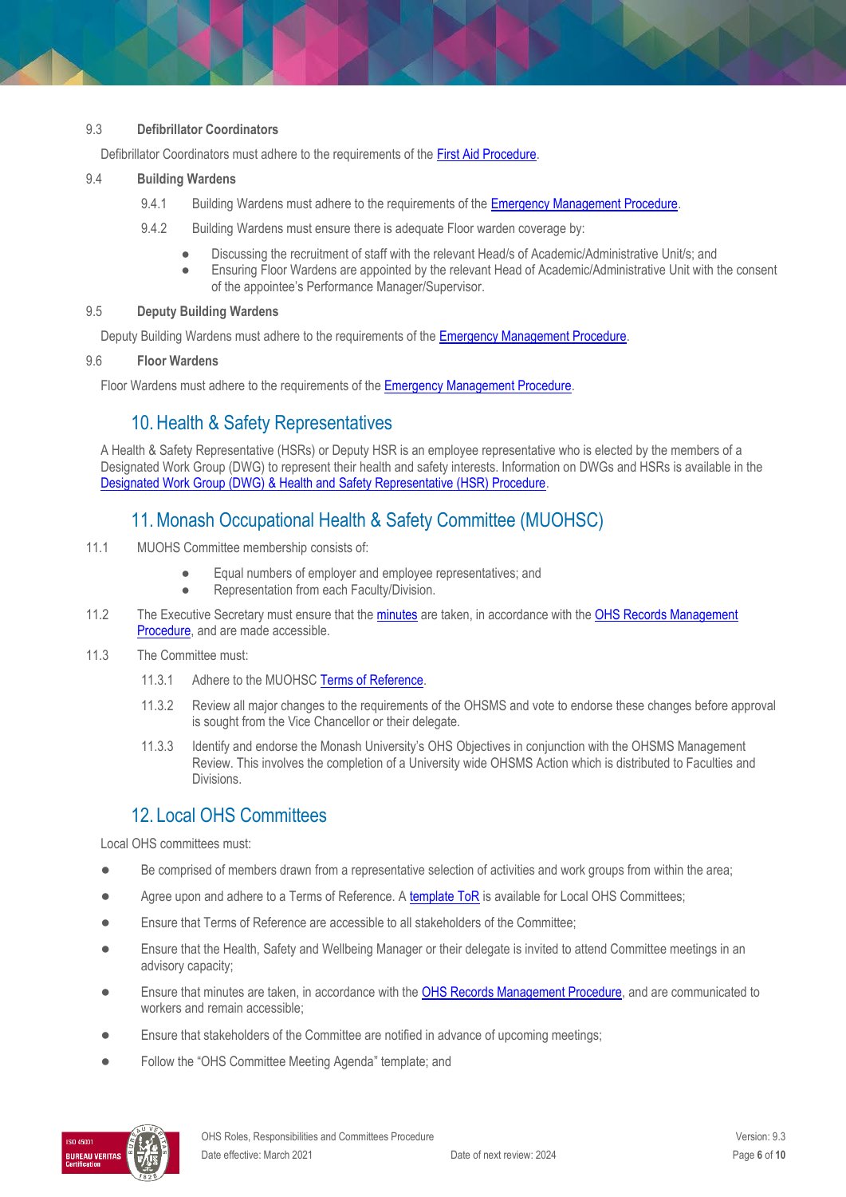### 9.3 Defibrillator Coordinators

Defibrillator Coordinators must adhere to the requirements of the First Aid Procedure.

### 9.4 Building Wardens

9.4.1 Building Wardens must adhere to the requirements of the Emergency Management Procedure.

9.4.2 Building Wardens must ensure there is adequate Floor warden coverage by:

- Discussing the recruitment of staff with the relevant Head/s of Academic/Administrative Unit/s; and
- Ensuring Floor Wardens are appointed by the relevant Head of Academic/Administrative Unit with the consent of the appointee's Performance Manager/Supervisor.

### 9.5 Deputy Building Wardens

Deputy Building Wardens must adhere to the requirements of the Emergency Management Procedure.

### 9.6 Floor Wardens

Floor Wardens must adhere to the requirements of the Emergency Management Procedure.

## 10. Health & Safety Representatives

A Health & Safety Representative (HSRs) or Deputy HSR is an employee representative who is elected by the members of a Designated Work Group (DWG) to represent their health and safety interests. Information on DWGs and HSRs is available in the Designated Work Group (DWG) & Health and Safety Representative (HSR) Procedure.

## 11. Monash Occupational Health & Safety Committee (MUOHSC)

11.1 MUOHS Committee membership consists of:

- Equal numbers of employer and employee representatives; and
- Representation from each Faculty/Division.

11.2 The Executive Secretary must ensure that the minutes are taken, in accordance with the OHS Records Management Procedure, and are made accessible.

11.3 The Committee must:

11.3.1 Adhere to the MUOHSC Terms of Reference.

11.3.2 Review all major changes to the requirements of the OHSMS and vote to endorse these changes before approval is sought from the Vice Chancellor or their delegate.

11.3.3 Identify and endorse the Monash University's OHS Objectives in conjunction with the OHSMS Management Review. This involves the completion of a University wide OHSMS Action which is distributed to Faculties and Divisions.

## 12. Local OHS Committees

Local OHS committees must:

- Be comprised of members drawn from a representative selection of activities and work groups from within the area;
- Agree upon and adhere to a Terms of Reference. A template ToR is available for Local OHS Committees;
- Ensure that Terms of Reference are accessible to all stakeholders of the Committee;
- Ensure that the Health, Safety and Wellbeing Manager or their delegate is invited to attend Committee meetings in an advisory capacity;
- Ensure that minutes are taken, in accordance with the OHS Records Management Procedure, and are communicated to workers and remain accessible;
- Ensure that stakeholders of the Committee are notified in advance of upcoming meetings;
- Follow the "OHS Committee Meeting Agenda" template; and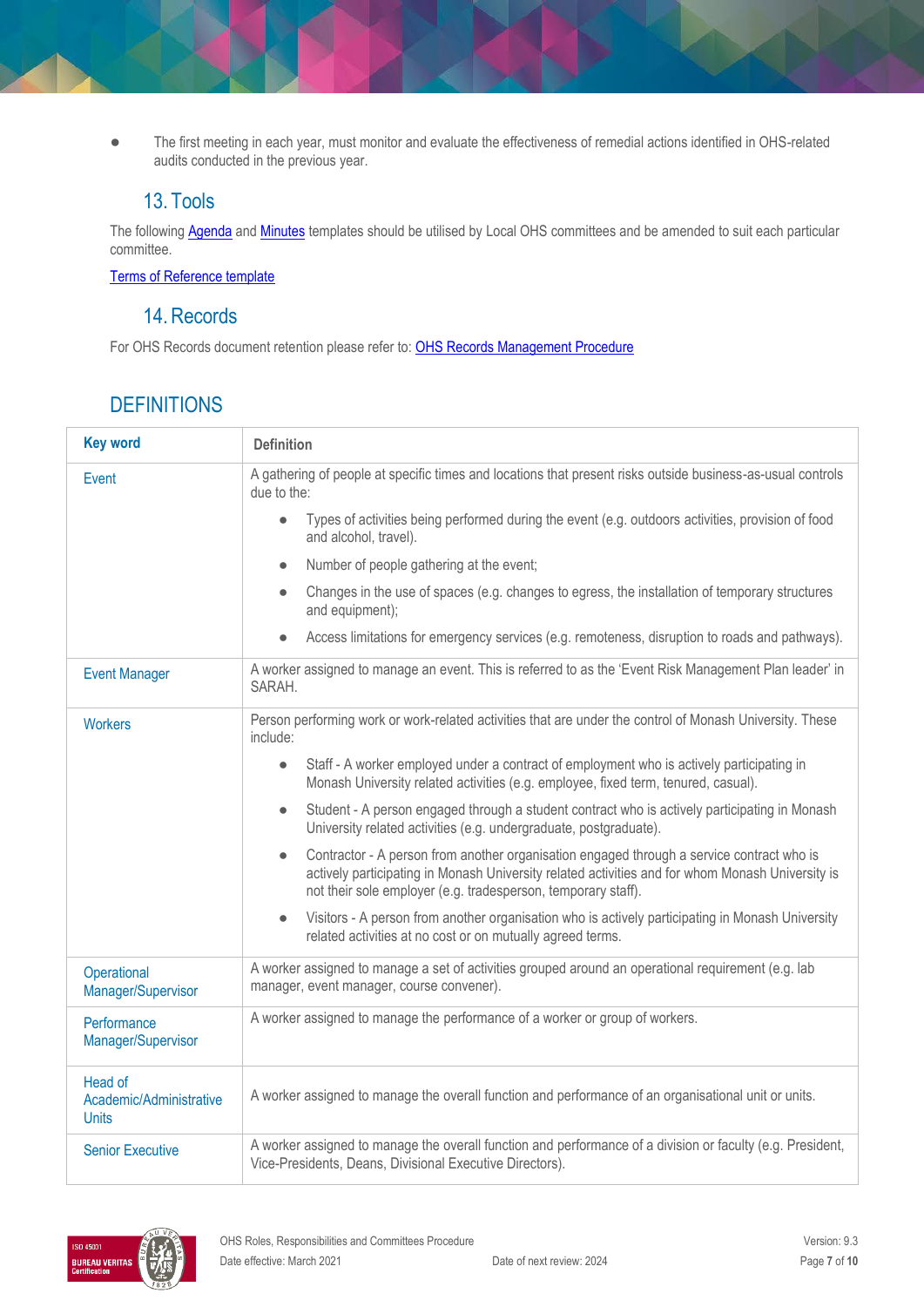- The first meeting in each year, must monitor and evaluate the effectiveness of remedial actions identified in OHS-related audits conducted in the previous year.

## 13. Tools

The following Agenda and Minutes templates should be utilised by Local OHS committees and be amended to suit each particular committee.

Terms of Reference template

## 14. Records

For OHS Records document retention please refer to: OHS Records Management Procedure

# DEFINITIONS

| Key word | Definition |
| --- | --- |
| Event | A gathering of people at specific times and locations that present risks outside business-as-usual controls due to the:<br>• Types of activities being performed during the event (e.g. outdoors activities, provision of food and alcohol, travel).<br>• Number of people gathering at the event;<br>• Changes in the use of spaces (e.g. changes to egress, the installation of temporary structures and equipment);<br>• Access limitations for emergency services (e.g. remoteness, disruption to roads and pathways). |
| Event Manager | A worker assigned to manage an event. This is referred to as the 'Event Risk Management Plan leader' in SARAH. |
| Workers | Person performing work or work-related activities that are under the control of Monash University. These include:<br>• Staff - A worker employed under a contract of employment who is actively participating in Monash University related activities (e.g. employee, fixed term, tenured, casual).<br>• Student - A person engaged through a student contract who is actively participating in Monash University related activities (e.g. undergraduate, postgraduate).<br>• Contractor - A person from another organisation engaged through a service contract who is actively participating in Monash University related activities and for whom Monash University is not their sole employer (e.g. tradesperson, temporary staff).<br>• Visitors - A person from another organisation who is actively participating in Monash University related activities at no cost or on mutually agreed terms. |
| Operational Manager/Supervisor | A worker assigned to manage a set of activities grouped around an operational requirement (e.g. lab manager, event manager, course convener). |
| Performance Manager/Supervisor | A worker assigned to manage the performance of a worker or group of workers. |
| Head of Academic/Administrative Units | A worker assigned to manage the overall function and performance of an organisational unit or units. |
| Senior Executive | A worker assigned to manage the overall function and performance of a division or faculty (e.g. President, Vice-Presidents, Deans, Divisional Executive Directors). |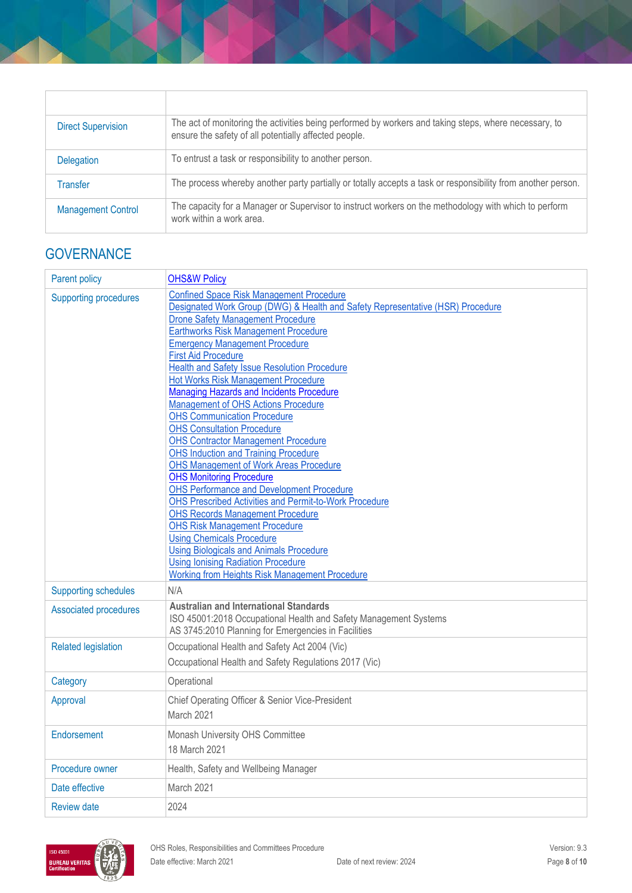| | |
|---|---|
| Direct Supervision | The act of monitoring the activities being performed by workers and taking steps, where necessary, to ensure the safety of all potentially affected people. |
| Delegation | To entrust a task or responsibility to another person. |
| Transfer | The process whereby another party partially or totally accepts a task or responsibility from another person. |
| Management Control | The capacity for a Manager or Supervisor to instruct workers on the methodology with which to perform work within a work area. |

## GOVERNANCE

| | |
|---|---|
| Parent policy | OHS&W Policy |
| Supporting procedures | Confined Space Risk Management Procedure<br>Designated Work Group (DWG) & Health and Safety Representative (HSR) Procedure<br>Drone Safety Management Procedure<br>Earthworks Risk Management Procedure<br>Emergency Management Procedure<br>First Aid Procedure<br>Health and Safety Issue Resolution Procedure<br>Hot Works Risk Management Procedure<br>Managing Hazards and Incidents Procedure<br>Management of OHS Actions Procedure<br>OHS Communication Procedure<br>OHS Consultation Procedure<br>OHS Contractor Management Procedure<br>OHS Induction and Training Procedure<br>OHS Management of Work Areas Procedure<br>OHS Monitoring Procedure<br>OHS Performance and Development Procedure<br>OHS Prescribed Activities and Permit-to-Work Procedure<br>OHS Records Management Procedure<br>OHS Risk Management Procedure<br>Using Chemicals Procedure<br>Using Biologicals and Animals Procedure<br>Using Ionising Radiation Procedure<br>Working from Heights Risk Management Procedure |
| Supporting schedules | N/A |
| Associated procedures | **Australian and International Standards**<br>ISO 45001:2018 Occupational Health and Safety Management Systems<br>AS 3745:2010 Planning for Emergencies in Facilities |
| Related legislation | Occupational Health and Safety Act 2004 (Vic)<br>Occupational Health and Safety Regulations 2017 (Vic) |
| Category | Operational |
| Approval | Chief Operating Officer & Senior Vice-President<br>March 2021 |
| Endorsement | Monash University OHS Committee<br>18 March 2021 |
| Procedure owner | Health, Safety and Wellbeing Manager |
| Date effective | March 2021 |
| Review date | 2024 |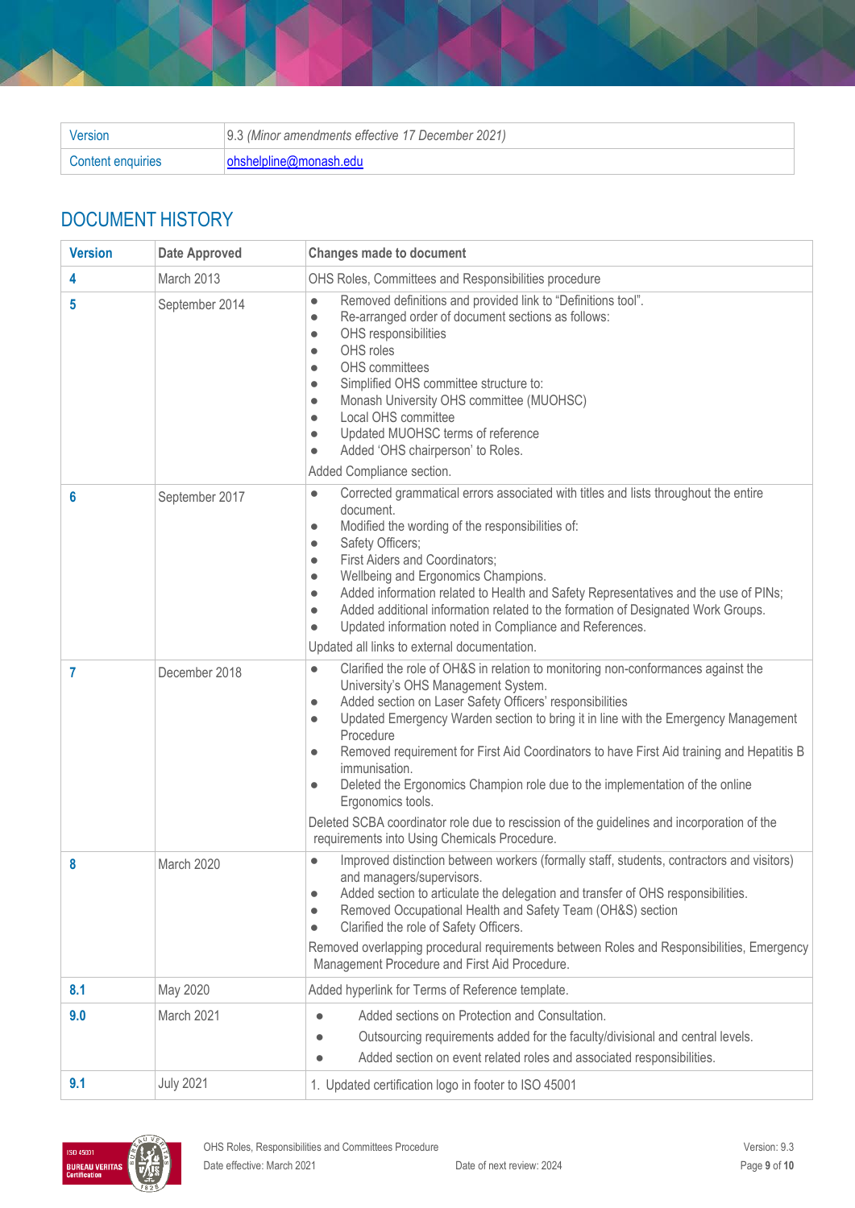| Version | 9.3 *(Minor amendments effective 17 December 2021)* |
|---|---|
| Content enquiries | ohshelpline@monash.edu |

## DOCUMENT HISTORY

| Version | Date Approved | Changes made to document |
|---|---|---|
| **4** | March 2013 | OHS Roles, Committees and Responsibilities procedure |
| **5** | September 2014 | • Removed definitions and provided link to "Definitions tool". • Re-arranged order of document sections as follows: • OHS responsibilities • OHS roles • OHS committees • Simplified OHS committee structure to: • Monash University OHS committee (MUOHSC) • Local OHS committee • Updated MUOHSC terms of reference • Added 'OHS chairperson' to Roles. Added Compliance section. |
| **6** | September 2017 | • Corrected grammatical errors associated with titles and lists throughout the entire document. • Modified the wording of the responsibilities of: • Safety Officers; • First Aiders and Coordinators; • Wellbeing and Ergonomics Champions. • Added information related to Health and Safety Representatives and the use of PINs; • Added additional information related to the formation of Designated Work Groups. • Updated information noted in Compliance and References. Updated all links to external documentation. |
| **7** | December 2018 | • Clarified the role of OH&S in relation to monitoring non-conformances against the University's OHS Management System. • Added section on Laser Safety Officers' responsibilities • Updated Emergency Warden section to bring it in line with the Emergency Management Procedure • Removed requirement for First Aid Coordinators to have First Aid training and Hepatitis B immunisation. • Deleted the Ergonomics Champion role due to the implementation of the online Ergonomics tools. Deleted SCBA coordinator role due to rescission of the guidelines and incorporation of the requirements into Using Chemicals Procedure. |
| **8** | March 2020 | • Improved distinction between workers (formally staff, students, contractors and visitors) and managers/supervisors. • Added section to articulate the delegation and transfer of OHS responsibilities. • Removed Occupational Health and Safety Team (OH&S) section • Clarified the role of Safety Officers. Removed overlapping procedural requirements between Roles and Responsibilities, Emergency Management Procedure and First Aid Procedure. |
| **8.1** | May 2020 | Added hyperlink for Terms of Reference template. |
| **9.0** | March 2021 | • Added sections on Protection and Consultation. • Outsourcing requirements added for the faculty/divisional and central levels. • Added section on event related roles and associated responsibilities. |
| **9.1** | July 2021 | 1. Updated certification logo in footer to ISO 45001 |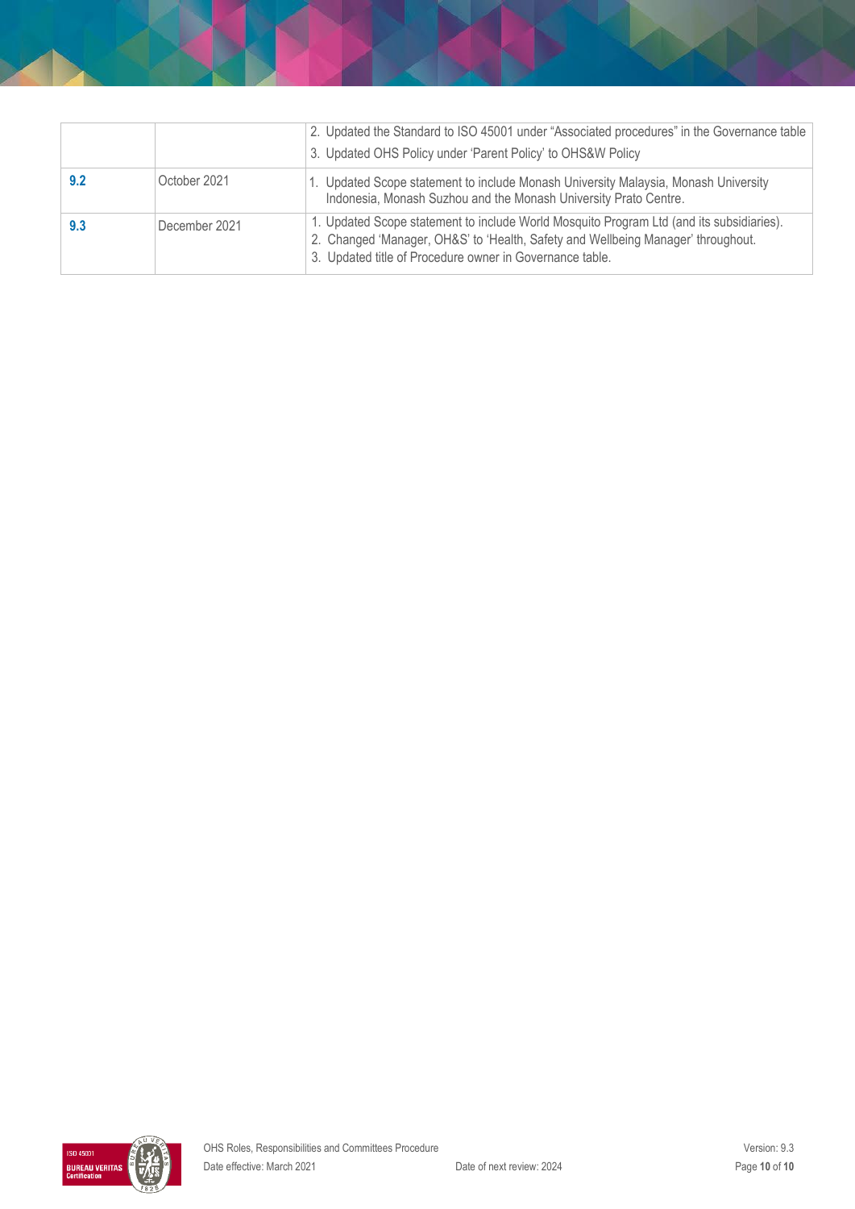| | | |
|---|---|---|
| | | 2. Updated the Standard to ISO 45001 under "Associated procedures" in the Governance table<br>3. Updated OHS Policy under 'Parent Policy' to OHS&W Policy |
| **9.2** | October 2021 | 1. Updated Scope statement to include Monash University Malaysia, Monash University Indonesia, Monash Suzhou and the Monash University Prato Centre. |
| **9.3** | December 2021 | 1. Updated Scope statement to include World Mosquito Program Ltd (and its subsidiaries).<br>2. Changed 'Manager, OH&S' to 'Health, Safety and Wellbeing Manager' throughout.<br>3. Updated title of Procedure owner in Governance table. |